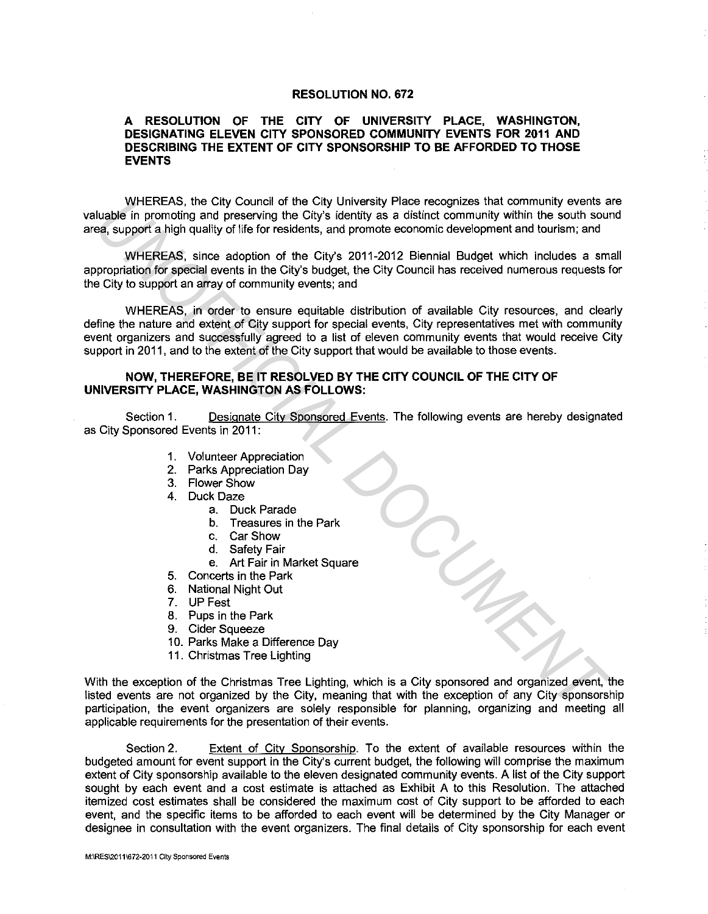# RESOLUTION NO. 672

## A RESOLUTION OF THE CITY OF UNIVERSITY PLACE, WASHINGTON, DESIGNATING ELEVEN CITY SPONSORED COMMUNITY EVENTS FOR 2011 AND DESCRIBING THE EXTENT OF CITY SPONSORSHIP TO BE AFFORDED TO THOSE EVENTS

WHEREAS, the City Council of the City University Place recognizes that community events are valuable in promoting and preserving the City's identity as a distinct community within the south sound area, support a high quality of life for residents, and promote economic development and tourism; and

WHEREAS, since adoption of the City's 2011-2012 Biennial Budget which includes a small appropriation for special events in the City's budget, the City Council has received numerous requests for the City to support an array of community events; and

WHEREAS, in order to ensure equitable distribution of available City resources, and clearly define the nature and extent of City support for special events, City representatives met with community event organizers and successfully agreed to a list of eleven community events that would receive City support in 2011, and to the extent of the City support that would be available to those events.

**NOW, THEREFORE, BE IT RESOLVED BY THE CITY COUNCIL OF THE CITY OF UNIVERSITY PLACE, WASHINGTON AS FOLLOWS:**

Section 1. Designate City Sponsored Events. The following events are hereby designated as City Sponsored Events in 2011:

1. Volunteer Appreciation
2. Parks Appreciation Day
3. Flower Show
4. Duck Daze
   a. Duck Parade
   b. Treasures in the Park
   c. Car Show
   d. Safety Fair
   e. Art Fair in Market Square
5. Concerts in the Park
6. National Night Out
7. UP Fest
8. Pups in the Park
9. Cider Squeeze
10. Parks Make a Difference Day
11. Christmas Tree Lighting

With the exception of the Christmas Tree Lighting, which is a City sponsored and organized event, the listed events are not organized by the City, meaning that with the exception of any City sponsorship participation, the event organizers are solely responsible for planning, organizing and meeting all applicable requirements for the presentation of their events.

Section 2. Extent of City Sponsorship. To the extent of available resources within the budgeted amount for event support in the City's current budget, the following will comprise the maximum extent of City sponsorship available to the eleven designated community events. A list of the City support sought by each event and a cost estimate is attached as Exhibit A to this Resolution. The attached itemized cost estimates shall be considered the maximum cost of City support to be afforded to each event, and the specific items to be afforded to each event will be determined by the City Manager or designee in consultation with the event organizers. The final details of City sponsorship for each event

M:\RES\2011\672-2011 City Sponsored Events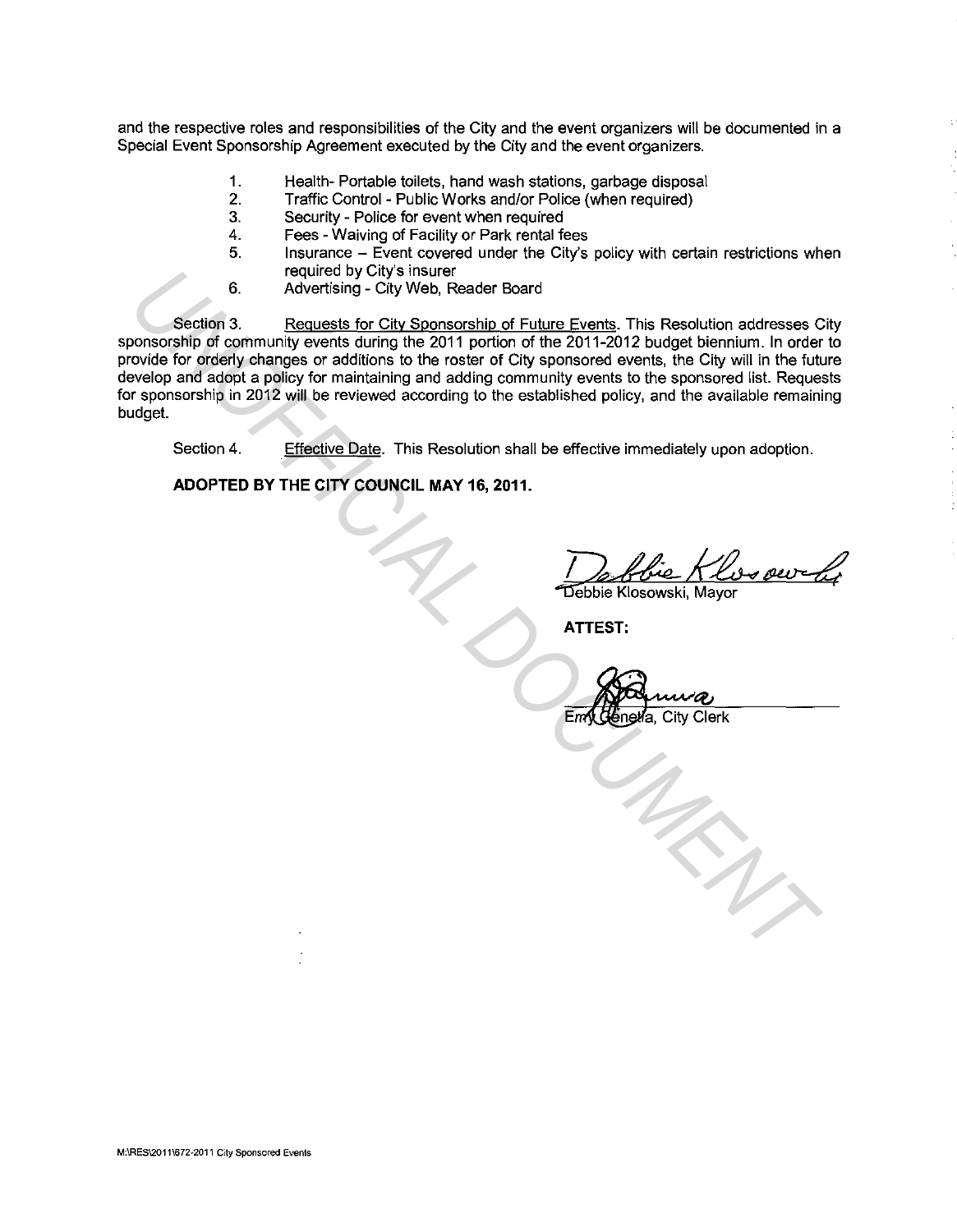and the respective roles and responsibilities of the City and the event organizers will be documented in a Special Event Sponsorship Agreement executed by the City and the event organizers.

1. Health- Portable toilets, hand wash stations, garbage disposal
2. Traffic Control - Public Works and/or Police (when required)
3. Security - Police for event when required
4. Fees - Waiving of Facility or Park rental fees
5. Insurance – Event covered under the City's policy with certain restrictions when required by City's insurer
6. Advertising - City Web, Reader Board

Section 3. Requests for City Sponsorship of Future Events. This Resolution addresses City sponsorship of community events during the 2011 portion of the 2011-2012 budget biennium. In order to provide for orderly changes or additions to the roster of City sponsored events, the City will in the future develop and adopt a policy for maintaining and adding community events to the sponsored list. Requests for sponsorship in 2012 will be reviewed according to the established policy, and the available remaining budget.

Section 4. Effective Date. This Resolution shall be effective immediately upon adoption.

**ADOPTED BY THE CITY COUNCIL MAY 16, 2011.**

Debbie Klosowski, Mayor

**ATTEST:**

Emy Genetia, City Clerk

M:\RES\2011\672-2011 City Sponsored Events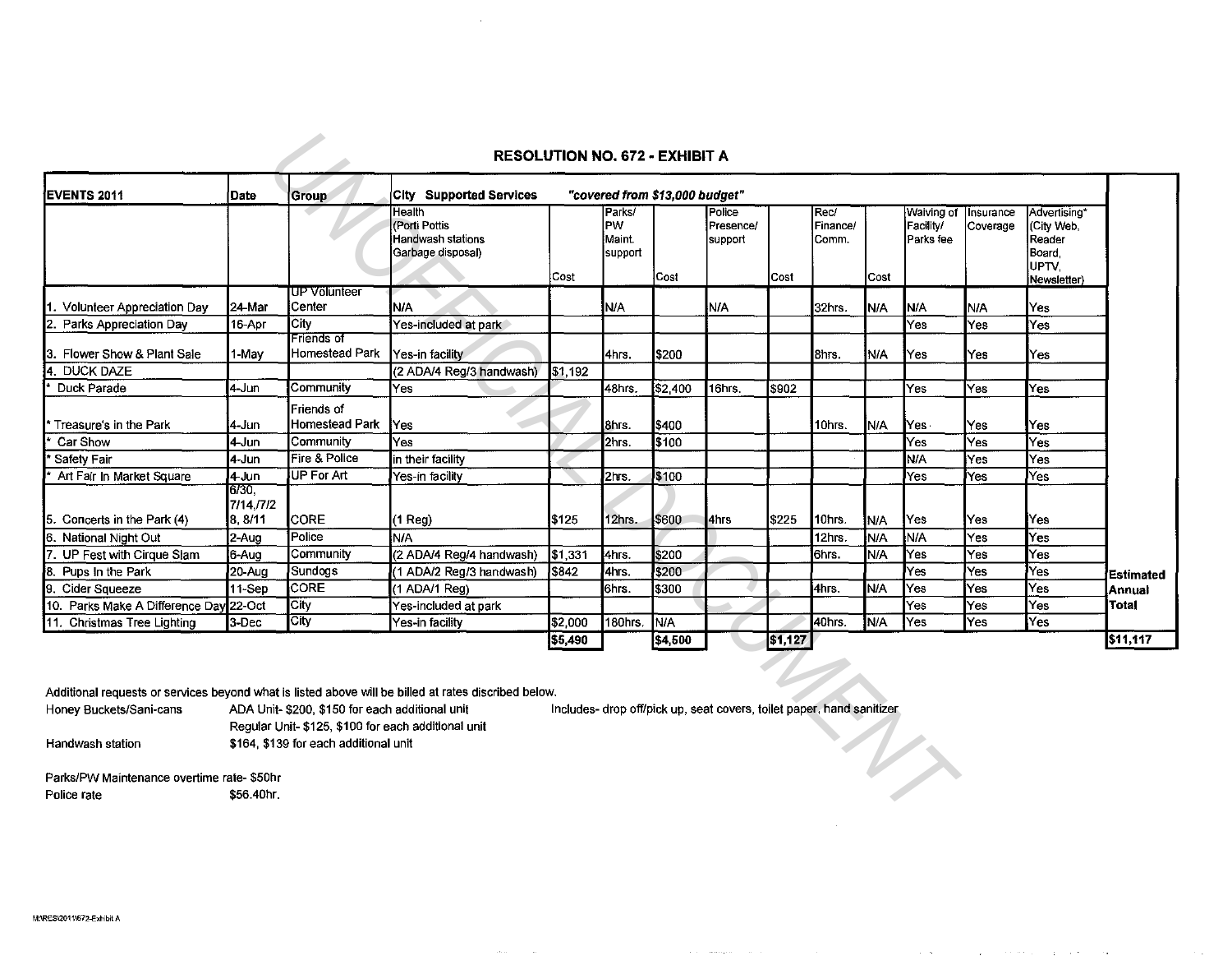# RESOLUTION NO. 672 - EXHIBIT A

| EVENTS 2011 | Date | Group | City Supported Services *"covered from $13,000 budget"* Health (Porti Pottis Handwash stations Garbage disposal) | Cost | Parks/ PW Maint. support | Cost | Police Presence/ support | Cost | Rec/ Finance/ Comm. | Cost | Waiving of Facility/ Parks fee | Insurance Coverage | Advertising* (City Web, Reader Board, UPTV, Newsletter) | |
|---|---|---|---|---|---|---|---|---|---|---|---|---|---|---|
| 1. Volunteer Appreciation Day | 24-Mar | UP Volunteer Center | N/A | | N/A | | N/A | | 32hrs. | N/A | N/A | N/A | Yes | |
| 2. Parks Appreciation Day | 16-Apr | City | Yes-included at park | | | | | | | | Yes | Yes | Yes | |
| 3. Flower Show & Plant Sale | 1-May | Friends of Homestead Park | Yes-in facility | | 4hrs. | $200 | | | 8hrs. | N/A | Yes | Yes | Yes | |
| 4. DUCK DAZE | | | (2 ADA/4 Reg/3 handwash) | $1,192 | | | | | | | | | | |
| * Duck Parade | 4-Jun | Community | Yes | | 48hrs. | $2,400 | 16hrs. | $902 | | | Yes | Yes | Yes | |
| * Treasure's in the Park | 4-Jun | Friends of Homestead Park | Yes | | 8hrs. | $400 | | | 10hrs. | N/A | Yes | Yes | Yes | |
| * Car Show | 4-Jun | Community | Yes | | 2hrs. | $100 | | | | | Yes | Yes | Yes | |
| * Safety Fair | 4-Jun | Fire & Police | in their facility | | | | | | | | N/A | Yes | Yes | |
| * Art Fair In Market Square | 4-Jun | UP For Art | Yes-in facility | | 2hrs. | $100 | | | | | Yes | Yes | Yes | |
| 5. Concerts in the Park (4) | 6/30, 7/14,7/28, 8/11 | CORE | (1 Reg) | $125 | 12hrs. | $600 | 4hrs | $225 | 10hrs. | N/A | Yes | Yes | Yes | |
| 6. National Night Out | 2-Aug | Police | N/A | | | | | | 12hrs. | N/A | N/A | Yes | Yes | |
| 7. UP Fest with Cirque Slam | 6-Aug | Community | (2 ADA/4 Reg/4 handwash) | $1,331 | 4hrs. | $200 | | | 6hrs. | N/A | Yes | Yes | Yes | |
| 8. Pups In the Park | 20-Aug | Sundogs | (1 ADA/2 Reg/3 handwash) | $842 | 4hrs. | $200 | | | | | Yes | Yes | Yes | Estimated |
| 9. Cider Squeeze | 11-Sep | CORE | (1 ADA/1 Reg) | | 6hrs. | $300 | | | 4hrs. | N/A | Yes | Yes | Yes | Annual |
| 10. Parks Make A Difference Day | 22-Oct | City | Yes-included at park | | | | | | | | Yes | Yes | Yes | Total |
| 11. Christmas Tree Lighting | 3-Dec | City | Yes-in facility | $2,000 | 180hrs. | N/A | | | 40hrs. | N/A | Yes | Yes | Yes | |
| | | | | $5,490 | | $4,500 | | $1,127 | | | | | | $11,117 |

Additional requests or services beyond what is listed above will be billed at rates discribed below.

Honey Buckets/Sani-cans — ADA Unit- $200, $150 for each additional unit; Regular Unit- $125, $100 for each additional unit — Includes- drop off/pick up, seat covers, toilet paper, hand sanitizer

Handwash station — $164, $139 for each additional unit

Parks/PW Maintenance overtime rate- $50hr

Police rate $56.40hr.

M:\RES\2011\672-Exhibit A